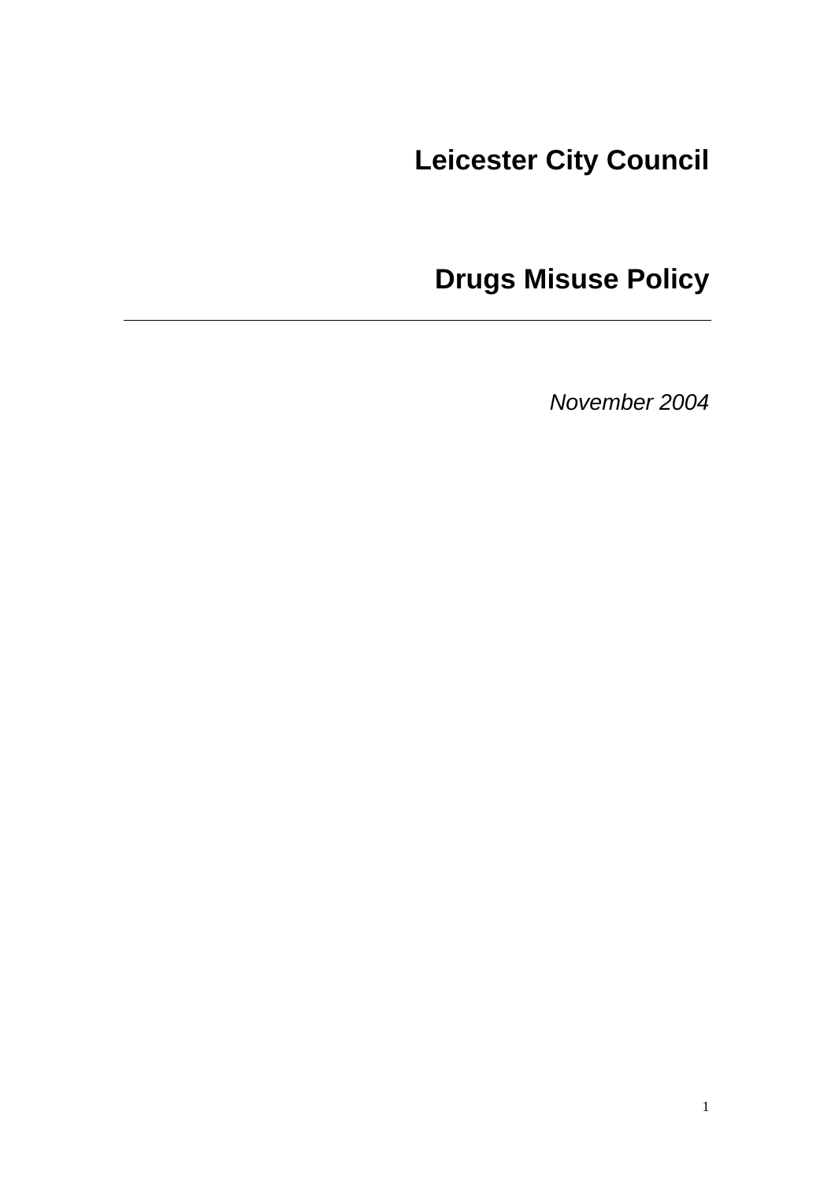# Leicester City Council

# Drugs Misuse Policy

---

*November 2004*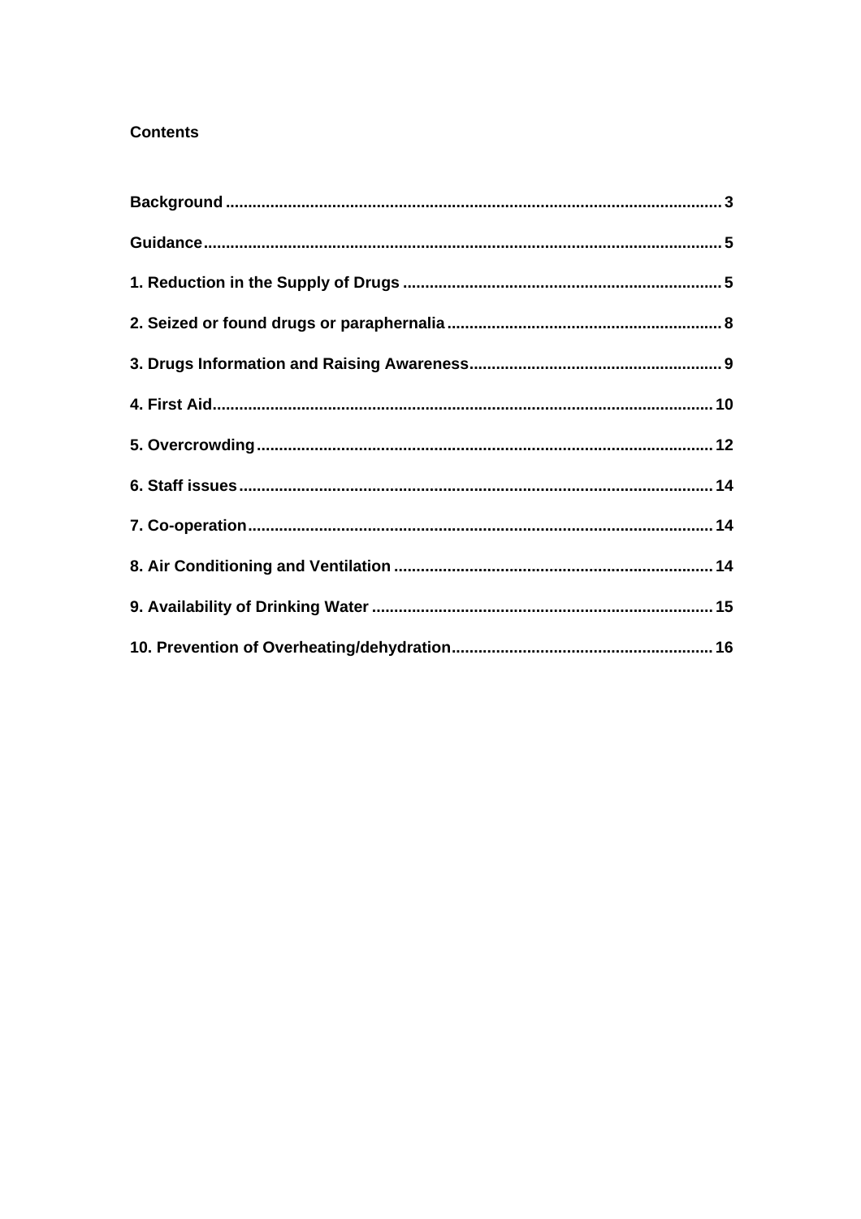**Contents**

**Background** .......... 3

**Guidance** .......... 5

**1. Reduction in the Supply of Drugs** .......... 5

**2. Seized or found drugs or paraphernalia** .......... 8

**3. Drugs Information and Raising Awareness** .......... 9

**4. First Aid** .......... 10

**5. Overcrowding** .......... 12

**6. Staff issues** .......... 14

**7. Co-operation** .......... 14

**8. Air Conditioning and Ventilation** .......... 14

**9. Availability of Drinking Water** .......... 15

**10. Prevention of Overheating/dehydration** .......... 16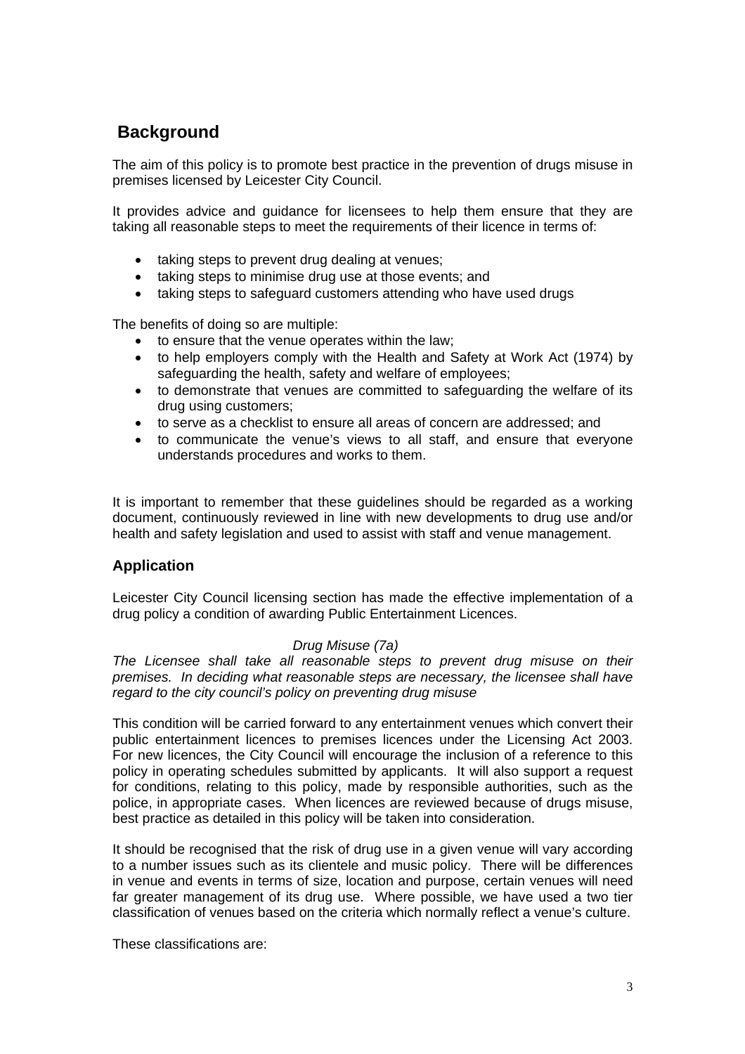## Background

The aim of this policy is to promote best practice in the prevention of drugs misuse in premises licensed by Leicester City Council.

It provides advice and guidance for licensees to help them ensure that they are taking all reasonable steps to meet the requirements of their licence in terms of:

- taking steps to prevent drug dealing at venues;
- taking steps to minimise drug use at those events; and
- taking steps to safeguard customers attending who have used drugs

The benefits of doing so are multiple:

- to ensure that the venue operates within the law;
- to help employers comply with the Health and Safety at Work Act (1974) by safeguarding the health, safety and welfare of employees;
- to demonstrate that venues are committed to safeguarding the welfare of its drug using customers;
- to serve as a checklist to ensure all areas of concern are addressed; and
- to communicate the venue's views to all staff, and ensure that everyone understands procedures and works to them.

It is important to remember that these guidelines should be regarded as a working document, continuously reviewed in line with new developments to drug use and/or health and safety legislation and used to assist with staff and venue management.

### Application

Leicester City Council licensing section has made the effective implementation of a drug policy a condition of awarding Public Entertainment Licences.

*Drug Misuse (7a)*

*The Licensee shall take all reasonable steps to prevent drug misuse on their premises. In deciding what reasonable steps are necessary, the licensee shall have regard to the city council's policy on preventing drug misuse*

This condition will be carried forward to any entertainment venues which convert their public entertainment licences to premises licences under the Licensing Act 2003. For new licences, the City Council will encourage the inclusion of a reference to this policy in operating schedules submitted by applicants. It will also support a request for conditions, relating to this policy, made by responsible authorities, such as the police, in appropriate cases. When licences are reviewed because of drugs misuse, best practice as detailed in this policy will be taken into consideration.

It should be recognised that the risk of drug use in a given venue will vary according to a number issues such as its clientele and music policy. There will be differences in venue and events in terms of size, location and purpose, certain venues will need far greater management of its drug use. Where possible, we have used a two tier classification of venues based on the criteria which normally reflect a venue's culture.

These classifications are: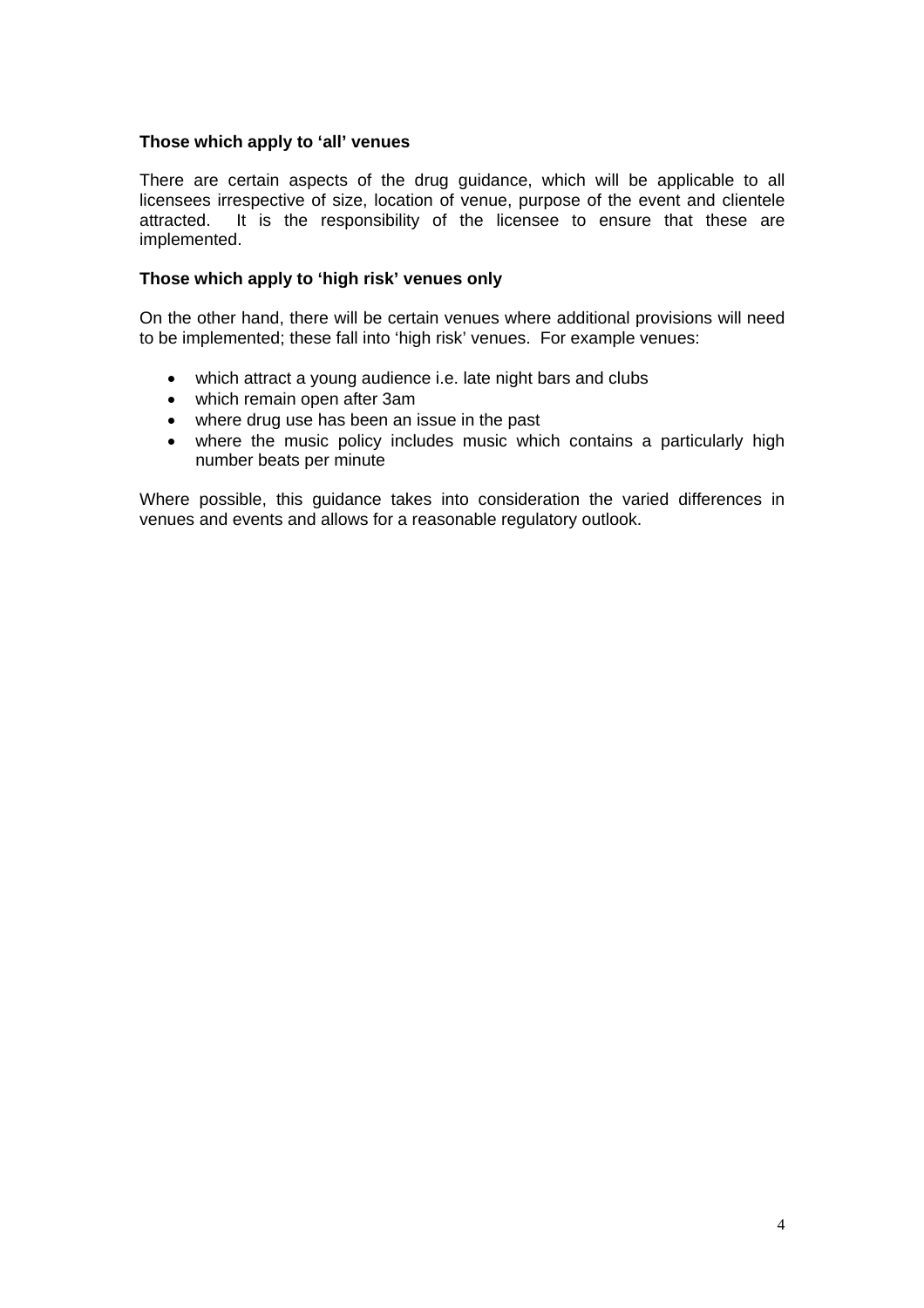**Those which apply to 'all' venues**

There are certain aspects of the drug guidance, which will be applicable to all licensees irrespective of size, location of venue, purpose of the event and clientele attracted. It is the responsibility of the licensee to ensure that these are implemented.

**Those which apply to 'high risk' venues only**

On the other hand, there will be certain venues where additional provisions will need to be implemented; these fall into 'high risk' venues. For example venues:

- which attract a young audience i.e. late night bars and clubs
- which remain open after 3am
- where drug use has been an issue in the past
- where the music policy includes music which contains a particularly high number beats per minute

Where possible, this guidance takes into consideration the varied differences in venues and events and allows for a reasonable regulatory outlook.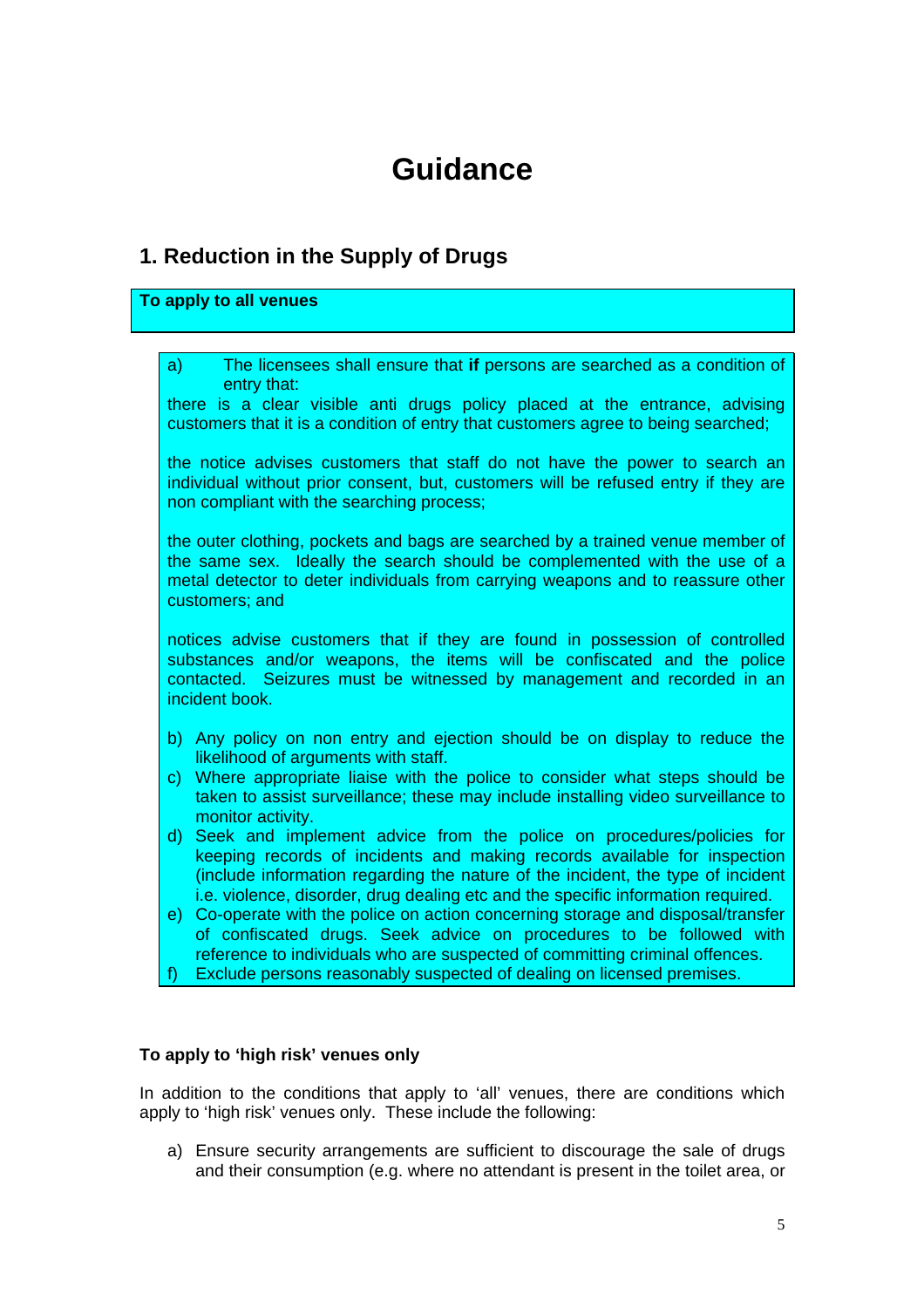# Guidance

## 1. Reduction in the Supply of Drugs

**To apply to all venues**

a) The licensees shall ensure that **if** persons are searched as a condition of entry that:

there is a clear visible anti drugs policy placed at the entrance, advising customers that it is a condition of entry that customers agree to being searched;

the notice advises customers that staff do not have the power to search an individual without prior consent, but, customers will be refused entry if they are non compliant with the searching process;

the outer clothing, pockets and bags are searched by a trained venue member of the same sex. Ideally the search should be complemented with the use of a metal detector to deter individuals from carrying weapons and to reassure other customers; and

notices advise customers that if they are found in possession of controlled substances and/or weapons, the items will be confiscated and the police contacted. Seizures must be witnessed by management and recorded in an incident book.

b) Any policy on non entry and ejection should be on display to reduce the likelihood of arguments with staff.

c) Where appropriate liaise with the police to consider what steps should be taken to assist surveillance; these may include installing video surveillance to monitor activity.

d) Seek and implement advice from the police on procedures/policies for keeping records of incidents and making records available for inspection (include information regarding the nature of the incident, the type of incident i.e. violence, disorder, drug dealing etc and the specific information required.

e) Co-operate with the police on action concerning storage and disposal/transfer of confiscated drugs. Seek advice on procedures to be followed with reference to individuals who are suspected of committing criminal offences.

f) Exclude persons reasonably suspected of dealing on licensed premises.

**To apply to 'high risk' venues only**

In addition to the conditions that apply to 'all' venues, there are conditions which apply to 'high risk' venues only. These include the following:

a) Ensure security arrangements are sufficient to discourage the sale of drugs and their consumption (e.g. where no attendant is present in the toilet area, or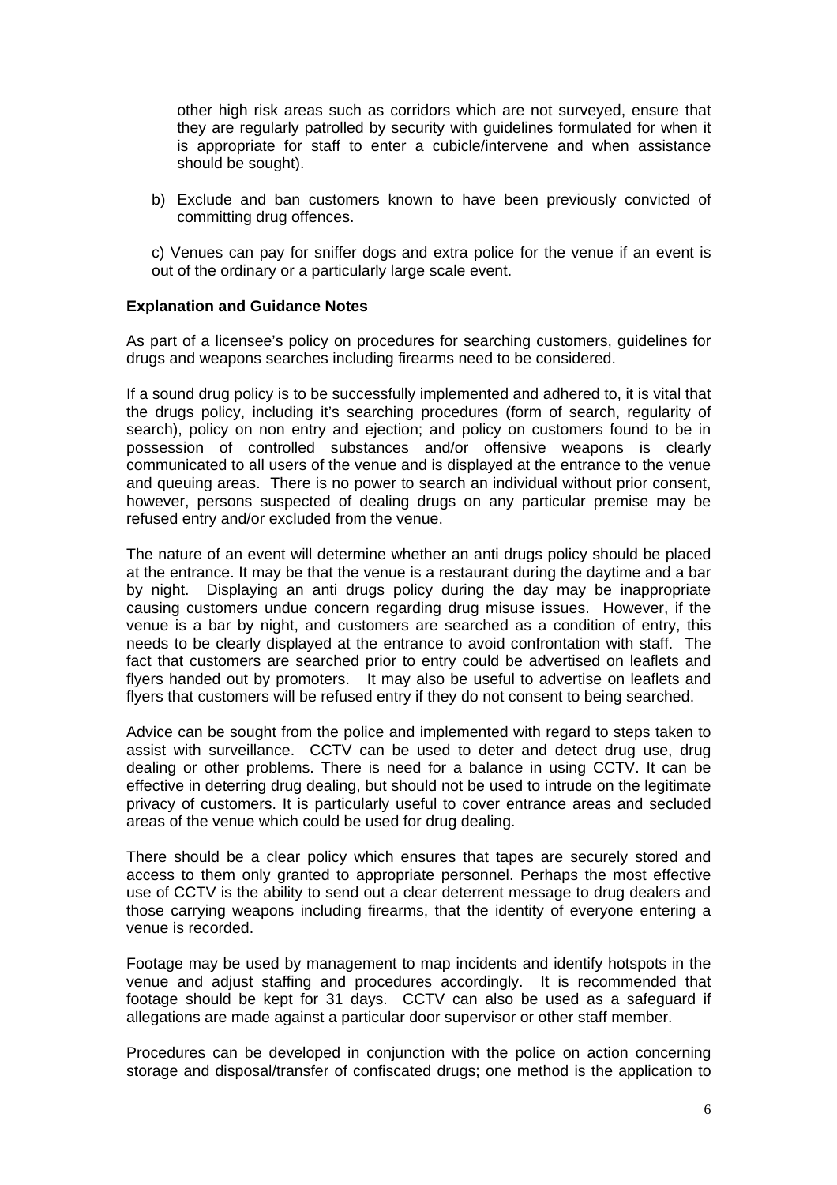other high risk areas such as corridors which are not surveyed, ensure that they are regularly patrolled by security with guidelines formulated for when it is appropriate for staff to enter a cubicle/intervene and when assistance should be sought).

b) Exclude and ban customers known to have been previously convicted of committing drug offences.

c) Venues can pay for sniffer dogs and extra police for the venue if an event is out of the ordinary or a particularly large scale event.

**Explanation and Guidance Notes**

As part of a licensee's policy on procedures for searching customers, guidelines for drugs and weapons searches including firearms need to be considered.

If a sound drug policy is to be successfully implemented and adhered to, it is vital that the drugs policy, including it's searching procedures (form of search, regularity of search), policy on non entry and ejection; and policy on customers found to be in possession of controlled substances and/or offensive weapons is clearly communicated to all users of the venue and is displayed at the entrance to the venue and queuing areas. There is no power to search an individual without prior consent, however, persons suspected of dealing drugs on any particular premise may be refused entry and/or excluded from the venue.

The nature of an event will determine whether an anti drugs policy should be placed at the entrance. It may be that the venue is a restaurant during the daytime and a bar by night. Displaying an anti drugs policy during the day may be inappropriate causing customers undue concern regarding drug misuse issues. However, if the venue is a bar by night, and customers are searched as a condition of entry, this needs to be clearly displayed at the entrance to avoid confrontation with staff. The fact that customers are searched prior to entry could be advertised on leaflets and flyers handed out by promoters. It may also be useful to advertise on leaflets and flyers that customers will be refused entry if they do not consent to being searched.

Advice can be sought from the police and implemented with regard to steps taken to assist with surveillance. CCTV can be used to deter and detect drug use, drug dealing or other problems. There is need for a balance in using CCTV. It can be effective in deterring drug dealing, but should not be used to intrude on the legitimate privacy of customers. It is particularly useful to cover entrance areas and secluded areas of the venue which could be used for drug dealing.

There should be a clear policy which ensures that tapes are securely stored and access to them only granted to appropriate personnel. Perhaps the most effective use of CCTV is the ability to send out a clear deterrent message to drug dealers and those carrying weapons including firearms, that the identity of everyone entering a venue is recorded.

Footage may be used by management to map incidents and identify hotspots in the venue and adjust staffing and procedures accordingly. It is recommended that footage should be kept for 31 days. CCTV can also be used as a safeguard if allegations are made against a particular door supervisor or other staff member.

Procedures can be developed in conjunction with the police on action concerning storage and disposal/transfer of confiscated drugs; one method is the application to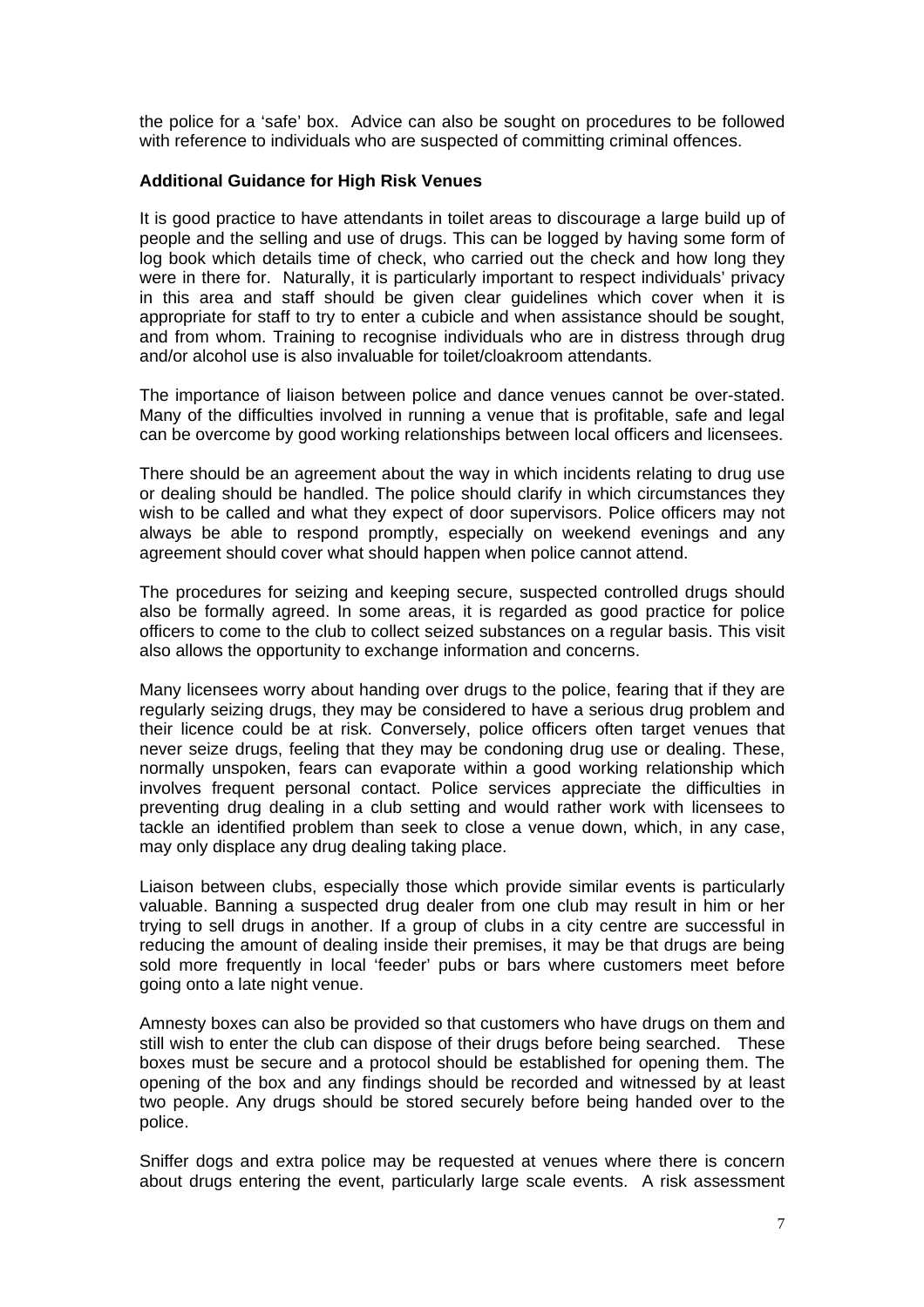the police for a 'safe' box. Advice can also be sought on procedures to be followed with reference to individuals who are suspected of committing criminal offences.

**Additional Guidance for High Risk Venues**

It is good practice to have attendants in toilet areas to discourage a large build up of people and the selling and use of drugs. This can be logged by having some form of log book which details time of check, who carried out the check and how long they were in there for. Naturally, it is particularly important to respect individuals' privacy in this area and staff should be given clear guidelines which cover when it is appropriate for staff to try to enter a cubicle and when assistance should be sought, and from whom. Training to recognise individuals who are in distress through drug and/or alcohol use is also invaluable for toilet/cloakroom attendants.

The importance of liaison between police and dance venues cannot be over-stated. Many of the difficulties involved in running a venue that is profitable, safe and legal can be overcome by good working relationships between local officers and licensees.

There should be an agreement about the way in which incidents relating to drug use or dealing should be handled. The police should clarify in which circumstances they wish to be called and what they expect of door supervisors. Police officers may not always be able to respond promptly, especially on weekend evenings and any agreement should cover what should happen when police cannot attend.

The procedures for seizing and keeping secure, suspected controlled drugs should also be formally agreed. In some areas, it is regarded as good practice for police officers to come to the club to collect seized substances on a regular basis. This visit also allows the opportunity to exchange information and concerns.

Many licensees worry about handing over drugs to the police, fearing that if they are regularly seizing drugs, they may be considered to have a serious drug problem and their licence could be at risk. Conversely, police officers often target venues that never seize drugs, feeling that they may be condoning drug use or dealing. These, normally unspoken, fears can evaporate within a good working relationship which involves frequent personal contact. Police services appreciate the difficulties in preventing drug dealing in a club setting and would rather work with licensees to tackle an identified problem than seek to close a venue down, which, in any case, may only displace any drug dealing taking place.

Liaison between clubs, especially those which provide similar events is particularly valuable. Banning a suspected drug dealer from one club may result in him or her trying to sell drugs in another. If a group of clubs in a city centre are successful in reducing the amount of dealing inside their premises, it may be that drugs are being sold more frequently in local 'feeder' pubs or bars where customers meet before going onto a late night venue.

Amnesty boxes can also be provided so that customers who have drugs on them and still wish to enter the club can dispose of their drugs before being searched. These boxes must be secure and a protocol should be established for opening them. The opening of the box and any findings should be recorded and witnessed by at least two people. Any drugs should be stored securely before being handed over to the police.

Sniffer dogs and extra police may be requested at venues where there is concern about drugs entering the event, particularly large scale events. A risk assessment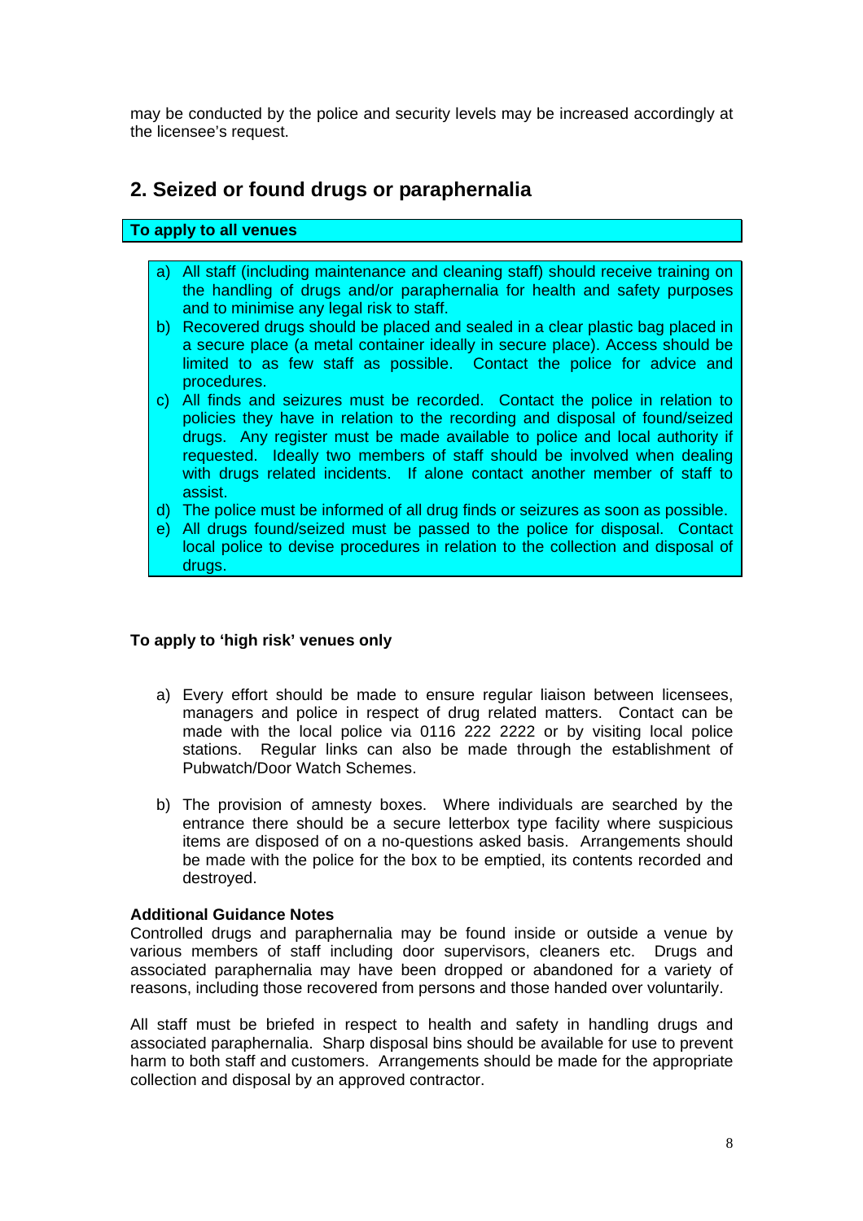may be conducted by the police and security levels may be increased accordingly at the licensee's request.

## 2. Seized or found drugs or paraphernalia

**To apply to all venues**

a) All staff (including maintenance and cleaning staff) should receive training on the handling of drugs and/or paraphernalia for health and safety purposes and to minimise any legal risk to staff.
b) Recovered drugs should be placed and sealed in a clear plastic bag placed in a secure place (a metal container ideally in secure place). Access should be limited to as few staff as possible. Contact the police for advice and procedures.
c) All finds and seizures must be recorded. Contact the police in relation to policies they have in relation to the recording and disposal of found/seized drugs. Any register must be made available to police and local authority if requested. Ideally two members of staff should be involved when dealing with drugs related incidents. If alone contact another member of staff to assist.
d) The police must be informed of all drug finds or seizures as soon as possible.
e) All drugs found/seized must be passed to the police for disposal. Contact local police to devise procedures in relation to the collection and disposal of drugs.

**To apply to 'high risk' venues only**

a) Every effort should be made to ensure regular liaison between licensees, managers and police in respect of drug related matters. Contact can be made with the local police via 0116 222 2222 or by visiting local police stations. Regular links can also be made through the establishment of Pubwatch/Door Watch Schemes.

b) The provision of amnesty boxes. Where individuals are searched by the entrance there should be a secure letterbox type facility where suspicious items are disposed of on a no-questions asked basis. Arrangements should be made with the police for the box to be emptied, its contents recorded and destroyed.

**Additional Guidance Notes**
Controlled drugs and paraphernalia may be found inside or outside a venue by various members of staff including door supervisors, cleaners etc. Drugs and associated paraphernalia may have been dropped or abandoned for a variety of reasons, including those recovered from persons and those handed over voluntarily.

All staff must be briefed in respect to health and safety in handling drugs and associated paraphernalia. Sharp disposal bins should be available for use to prevent harm to both staff and customers. Arrangements should be made for the appropriate collection and disposal by an approved contractor.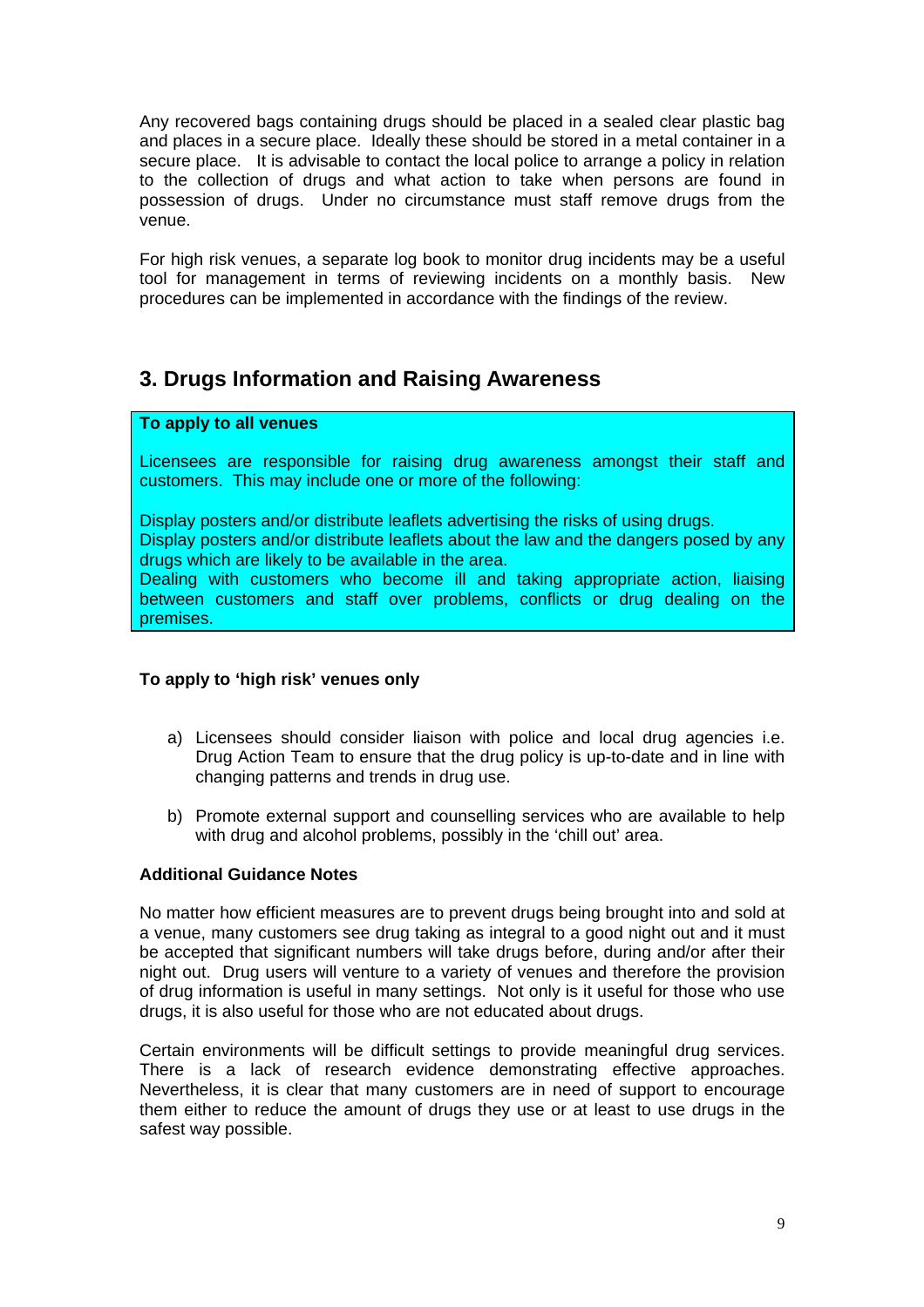Any recovered bags containing drugs should be placed in a sealed clear plastic bag and places in a secure place. Ideally these should be stored in a metal container in a secure place. It is advisable to contact the local police to arrange a policy in relation to the collection of drugs and what action to take when persons are found in possession of drugs. Under no circumstance must staff remove drugs from the venue.

For high risk venues, a separate log book to monitor drug incidents may be a useful tool for management in terms of reviewing incidents on a monthly basis. New procedures can be implemented in accordance with the findings of the review.

## 3. Drugs Information and Raising Awareness

**To apply to all venues**

Licensees are responsible for raising drug awareness amongst their staff and customers. This may include one or more of the following:

Display posters and/or distribute leaflets advertising the risks of using drugs.
Display posters and/or distribute leaflets about the law and the dangers posed by any drugs which are likely to be available in the area.
Dealing with customers who become ill and taking appropriate action, liaising between customers and staff over problems, conflicts or drug dealing on the premises.

**To apply to 'high risk' venues only**

a) Licensees should consider liaison with police and local drug agencies i.e. Drug Action Team to ensure that the drug policy is up-to-date and in line with changing patterns and trends in drug use.

b) Promote external support and counselling services who are available to help with drug and alcohol problems, possibly in the 'chill out' area.

**Additional Guidance Notes**

No matter how efficient measures are to prevent drugs being brought into and sold at a venue, many customers see drug taking as integral to a good night out and it must be accepted that significant numbers will take drugs before, during and/or after their night out. Drug users will venture to a variety of venues and therefore the provision of drug information is useful in many settings. Not only is it useful for those who use drugs, it is also useful for those who are not educated about drugs.

Certain environments will be difficult settings to provide meaningful drug services. There is a lack of research evidence demonstrating effective approaches. Nevertheless, it is clear that many customers are in need of support to encourage them either to reduce the amount of drugs they use or at least to use drugs in the safest way possible.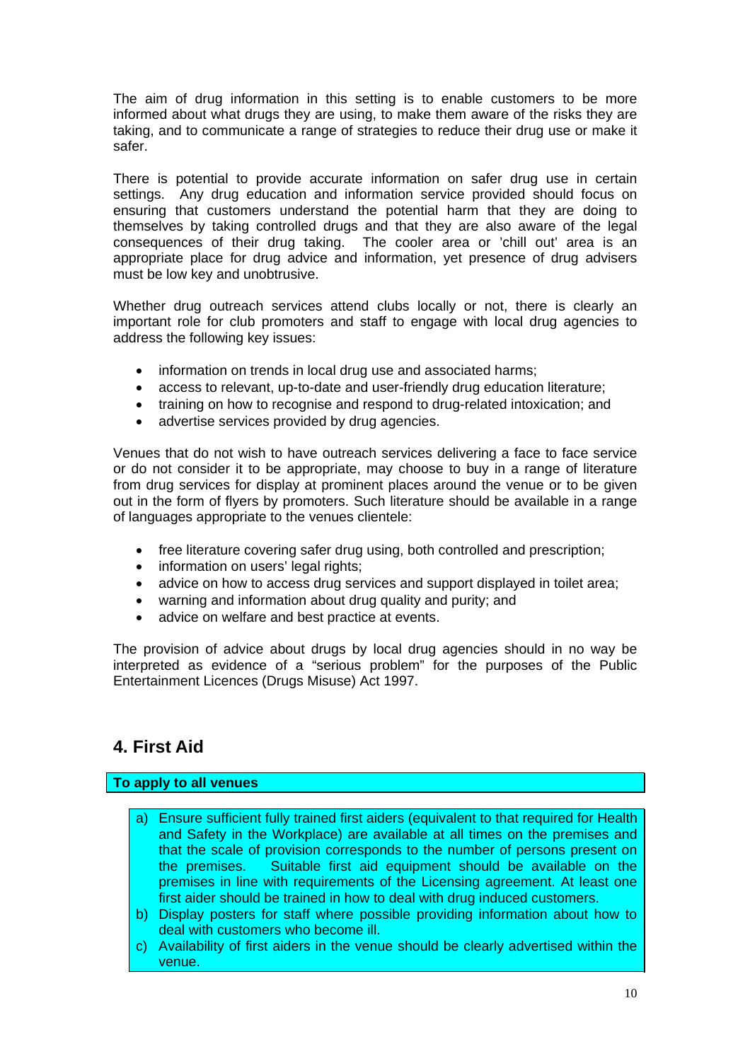The aim of drug information in this setting is to enable customers to be more informed about what drugs they are using, to make them aware of the risks they are taking, and to communicate a range of strategies to reduce their drug use or make it safer.

There is potential to provide accurate information on safer drug use in certain settings. Any drug education and information service provided should focus on ensuring that customers understand the potential harm that they are doing to themselves by taking controlled drugs and that they are also aware of the legal consequences of their drug taking. The cooler area or 'chill out' area is an appropriate place for drug advice and information, yet presence of drug advisers must be low key and unobtrusive.

Whether drug outreach services attend clubs locally or not, there is clearly an important role for club promoters and staff to engage with local drug agencies to address the following key issues:

- information on trends in local drug use and associated harms;
- access to relevant, up-to-date and user-friendly drug education literature;
- training on how to recognise and respond to drug-related intoxication; and
- advertise services provided by drug agencies.

Venues that do not wish to have outreach services delivering a face to face service or do not consider it to be appropriate, may choose to buy in a range of literature from drug services for display at prominent places around the venue or to be given out in the form of flyers by promoters. Such literature should be available in a range of languages appropriate to the venues clientele:

- free literature covering safer drug using, both controlled and prescription;
- information on users' legal rights;
- advice on how to access drug services and support displayed in toilet area;
- warning and information about drug quality and purity; and
- advice on welfare and best practice at events.

The provision of advice about drugs by local drug agencies should in no way be interpreted as evidence of a "serious problem" for the purposes of the Public Entertainment Licences (Drugs Misuse) Act 1997.

## 4. First Aid

**To apply to all venues**

a) Ensure sufficient fully trained first aiders (equivalent to that required for Health and Safety in the Workplace) are available at all times on the premises and that the scale of provision corresponds to the number of persons present on the premises. Suitable first aid equipment should be available on the premises in line with requirements of the Licensing agreement. At least one first aider should be trained in how to deal with drug induced customers.

b) Display posters for staff where possible providing information about how to deal with customers who become ill.

c) Availability of first aiders in the venue should be clearly advertised within the venue.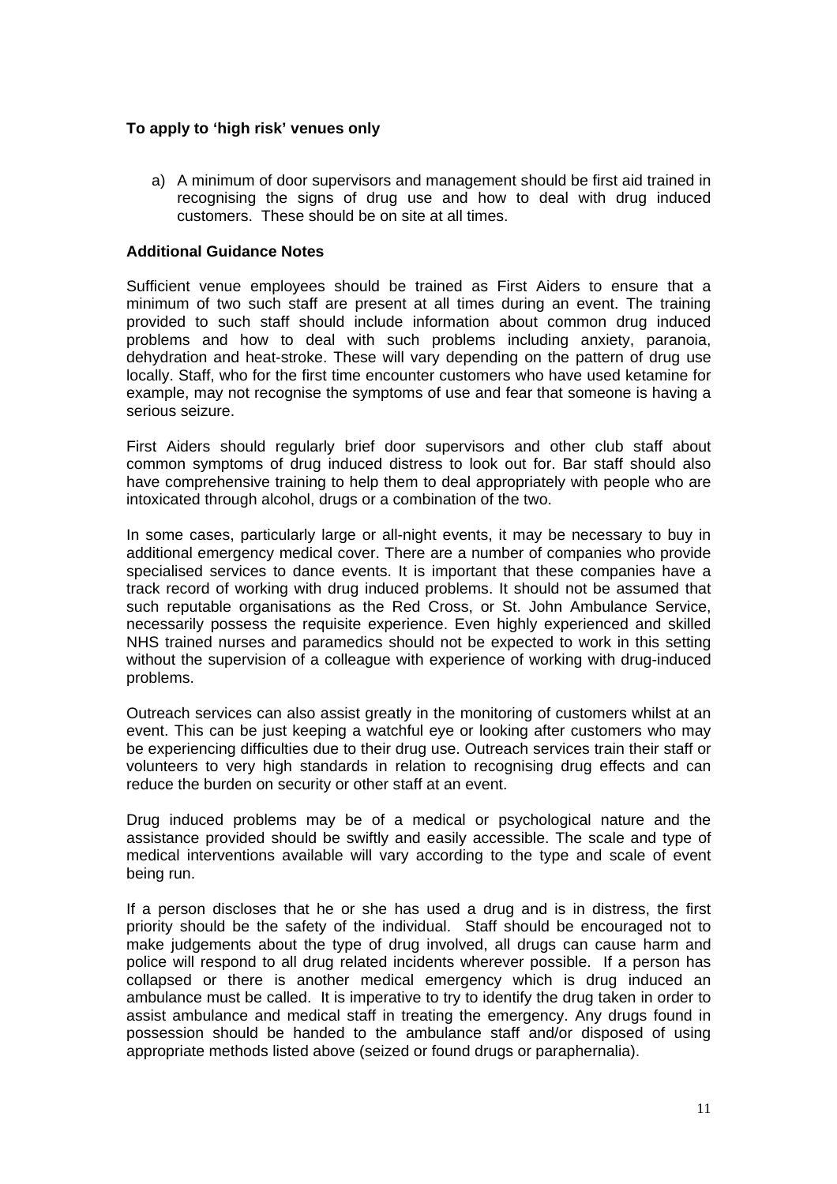**To apply to 'high risk' venues only**

a) A minimum of door supervisors and management should be first aid trained in recognising the signs of drug use and how to deal with drug induced customers. These should be on site at all times.

**Additional Guidance Notes**

Sufficient venue employees should be trained as First Aiders to ensure that a minimum of two such staff are present at all times during an event. The training provided to such staff should include information about common drug induced problems and how to deal with such problems including anxiety, paranoia, dehydration and heat-stroke. These will vary depending on the pattern of drug use locally. Staff, who for the first time encounter customers who have used ketamine for example, may not recognise the symptoms of use and fear that someone is having a serious seizure.

First Aiders should regularly brief door supervisors and other club staff about common symptoms of drug induced distress to look out for. Bar staff should also have comprehensive training to help them to deal appropriately with people who are intoxicated through alcohol, drugs or a combination of the two.

In some cases, particularly large or all-night events, it may be necessary to buy in additional emergency medical cover. There are a number of companies who provide specialised services to dance events. It is important that these companies have a track record of working with drug induced problems. It should not be assumed that such reputable organisations as the Red Cross, or St. John Ambulance Service, necessarily possess the requisite experience. Even highly experienced and skilled NHS trained nurses and paramedics should not be expected to work in this setting without the supervision of a colleague with experience of working with drug-induced problems.

Outreach services can also assist greatly in the monitoring of customers whilst at an event. This can be just keeping a watchful eye or looking after customers who may be experiencing difficulties due to their drug use. Outreach services train their staff or volunteers to very high standards in relation to recognising drug effects and can reduce the burden on security or other staff at an event.

Drug induced problems may be of a medical or psychological nature and the assistance provided should be swiftly and easily accessible. The scale and type of medical interventions available will vary according to the type and scale of event being run.

If a person discloses that he or she has used a drug and is in distress, the first priority should be the safety of the individual. Staff should be encouraged not to make judgements about the type of drug involved, all drugs can cause harm and police will respond to all drug related incidents wherever possible. If a person has collapsed or there is another medical emergency which is drug induced an ambulance must be called. It is imperative to try to identify the drug taken in order to assist ambulance and medical staff in treating the emergency. Any drugs found in possession should be handed to the ambulance staff and/or disposed of using appropriate methods listed above (seized or found drugs or paraphernalia).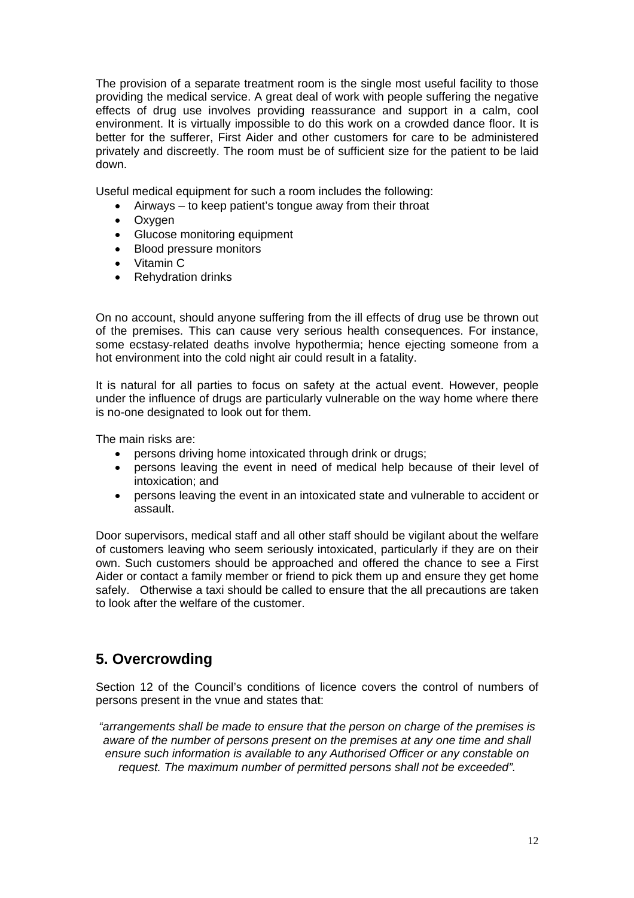The provision of a separate treatment room is the single most useful facility to those providing the medical service. A great deal of work with people suffering the negative effects of drug use involves providing reassurance and support in a calm, cool environment. It is virtually impossible to do this work on a crowded dance floor. It is better for the sufferer, First Aider and other customers for care to be administered privately and discreetly. The room must be of sufficient size for the patient to be laid down.

Useful medical equipment for such a room includes the following:

- Airways – to keep patient's tongue away from their throat
- Oxygen
- Glucose monitoring equipment
- Blood pressure monitors
- Vitamin C
- Rehydration drinks

On no account, should anyone suffering from the ill effects of drug use be thrown out of the premises. This can cause very serious health consequences. For instance, some ecstasy-related deaths involve hypothermia; hence ejecting someone from a hot environment into the cold night air could result in a fatality.

It is natural for all parties to focus on safety at the actual event. However, people under the influence of drugs are particularly vulnerable on the way home where there is no-one designated to look out for them.

The main risks are:

- persons driving home intoxicated through drink or drugs;
- persons leaving the event in need of medical help because of their level of intoxication; and
- persons leaving the event in an intoxicated state and vulnerable to accident or assault.

Door supervisors, medical staff and all other staff should be vigilant about the welfare of customers leaving who seem seriously intoxicated, particularly if they are on their own. Such customers should be approached and offered the chance to see a First Aider or contact a family member or friend to pick them up and ensure they get home safely. Otherwise a taxi should be called to ensure that the all precautions are taken to look after the welfare of the customer.

## 5. Overcrowding

Section 12 of the Council's conditions of licence covers the control of numbers of persons present in the vnue and states that:

*"arrangements shall be made to ensure that the person on charge of the premises is aware of the number of persons present on the premises at any one time and shall ensure such information is available to any Authorised Officer or any constable on request. The maximum number of permitted persons shall not be exceeded".*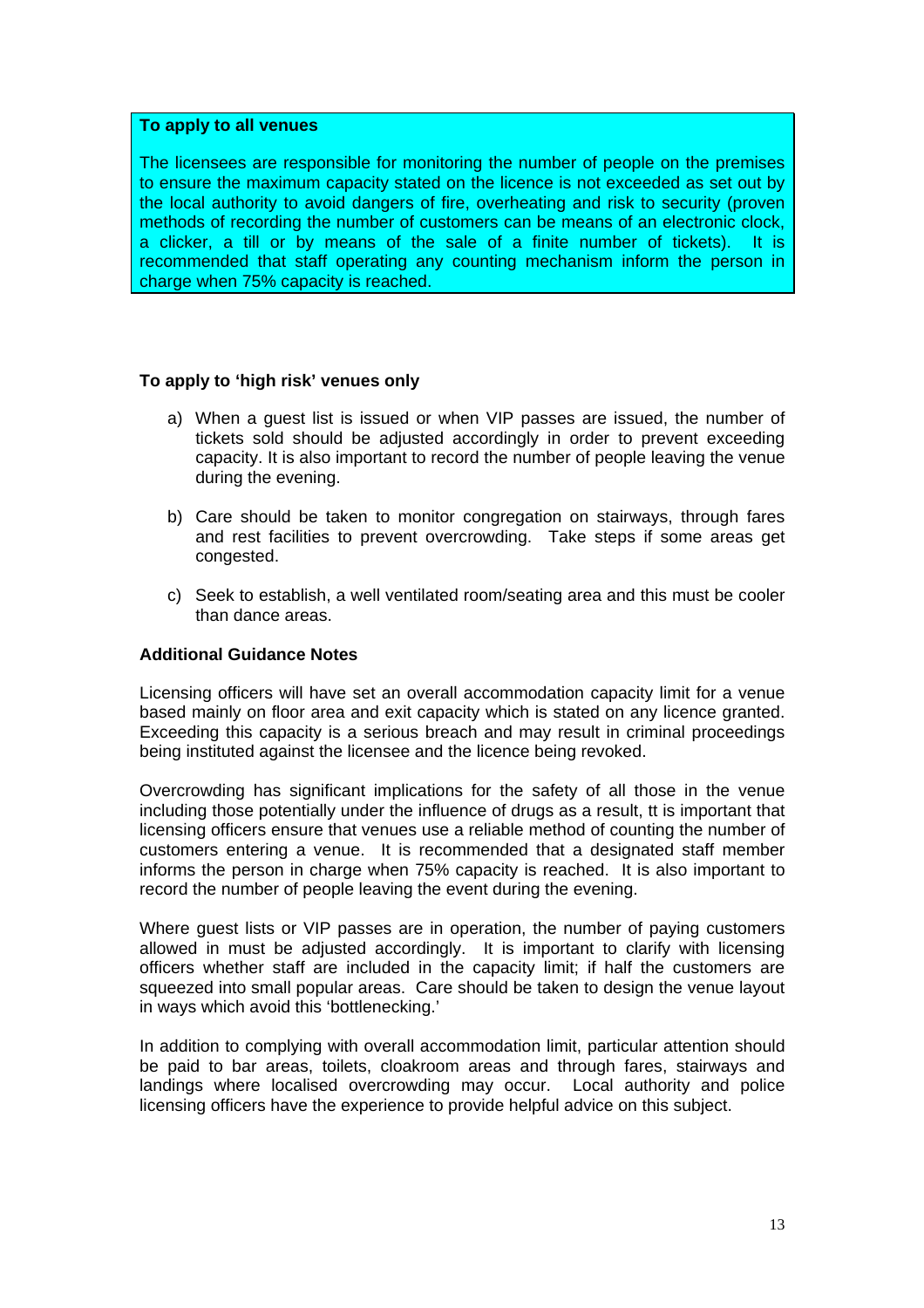**To apply to all venues**

The licensees are responsible for monitoring the number of people on the premises to ensure the maximum capacity stated on the licence is not exceeded as set out by the local authority to avoid dangers of fire, overheating and risk to security (proven methods of recording the number of customers can be means of an electronic clock, a clicker, a till or by means of the sale of a finite number of tickets). It is recommended that staff operating any counting mechanism inform the person in charge when 75% capacity is reached.

**To apply to 'high risk' venues only**

a) When a guest list is issued or when VIP passes are issued, the number of tickets sold should be adjusted accordingly in order to prevent exceeding capacity. It is also important to record the number of people leaving the venue during the evening.

b) Care should be taken to monitor congregation on stairways, through fares and rest facilities to prevent overcrowding. Take steps if some areas get congested.

c) Seek to establish, a well ventilated room/seating area and this must be cooler than dance areas.

**Additional Guidance Notes**

Licensing officers will have set an overall accommodation capacity limit for a venue based mainly on floor area and exit capacity which is stated on any licence granted. Exceeding this capacity is a serious breach and may result in criminal proceedings being instituted against the licensee and the licence being revoked.

Overcrowding has significant implications for the safety of all those in the venue including those potentially under the influence of drugs as a result, tt is important that licensing officers ensure that venues use a reliable method of counting the number of customers entering a venue. It is recommended that a designated staff member informs the person in charge when 75% capacity is reached. It is also important to record the number of people leaving the event during the evening.

Where guest lists or VIP passes are in operation, the number of paying customers allowed in must be adjusted accordingly. It is important to clarify with licensing officers whether staff are included in the capacity limit; if half the customers are squeezed into small popular areas. Care should be taken to design the venue layout in ways which avoid this 'bottlenecking.'

In addition to complying with overall accommodation limit, particular attention should be paid to bar areas, toilets, cloakroom areas and through fares, stairways and landings where localised overcrowding may occur. Local authority and police licensing officers have the experience to provide helpful advice on this subject.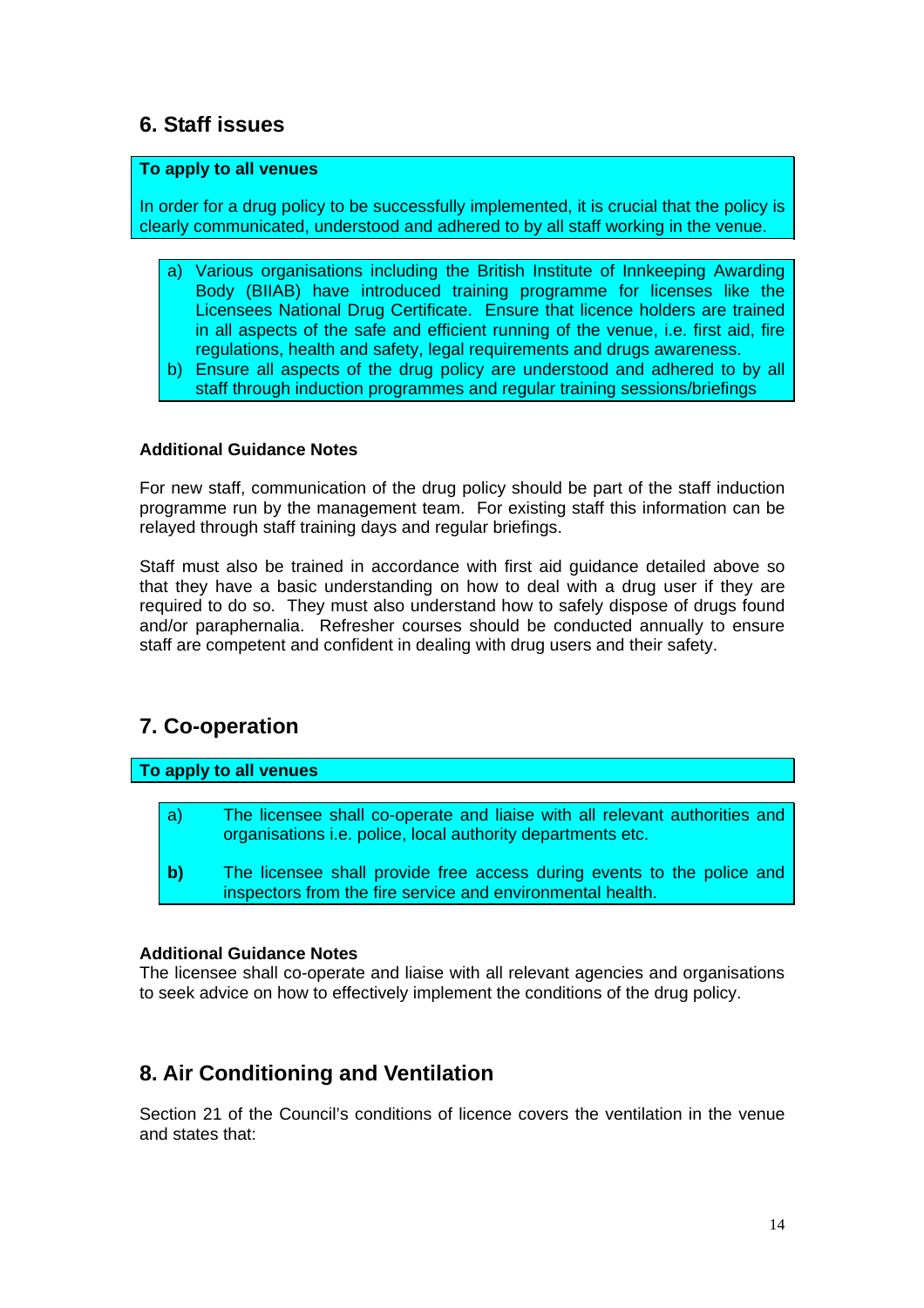## 6. Staff issues

**To apply to all venues**

In order for a drug policy to be successfully implemented, it is crucial that the policy is clearly communicated, understood and adhered to by all staff working in the venue.

a) Various organisations including the British Institute of Innkeeping Awarding Body (BIIAB) have introduced training programme for licenses like the Licensees National Drug Certificate. Ensure that licence holders are trained in all aspects of the safe and efficient running of the venue, i.e. first aid, fire regulations, health and safety, legal requirements and drugs awareness.
b) Ensure all aspects of the drug policy are understood and adhered to by all staff through induction programmes and regular training sessions/briefings

**Additional Guidance Notes**

For new staff, communication of the drug policy should be part of the staff induction programme run by the management team. For existing staff this information can be relayed through staff training days and regular briefings.

Staff must also be trained in accordance with first aid guidance detailed above so that they have a basic understanding on how to deal with a drug user if they are required to do so. They must also understand how to safely dispose of drugs found and/or paraphernalia. Refresher courses should be conducted annually to ensure staff are competent and confident in dealing with drug users and their safety.

## 7. Co-operation

**To apply to all venues**

a) The licensee shall co-operate and liaise with all relevant authorities and organisations i.e. police, local authority departments etc.

**b)** The licensee shall provide free access during events to the police and inspectors from the fire service and environmental health.

**Additional Guidance Notes**
The licensee shall co-operate and liaise with all relevant agencies and organisations to seek advice on how to effectively implement the conditions of the drug policy.

## 8. Air Conditioning and Ventilation

Section 21 of the Council's conditions of licence covers the ventilation in the venue and states that: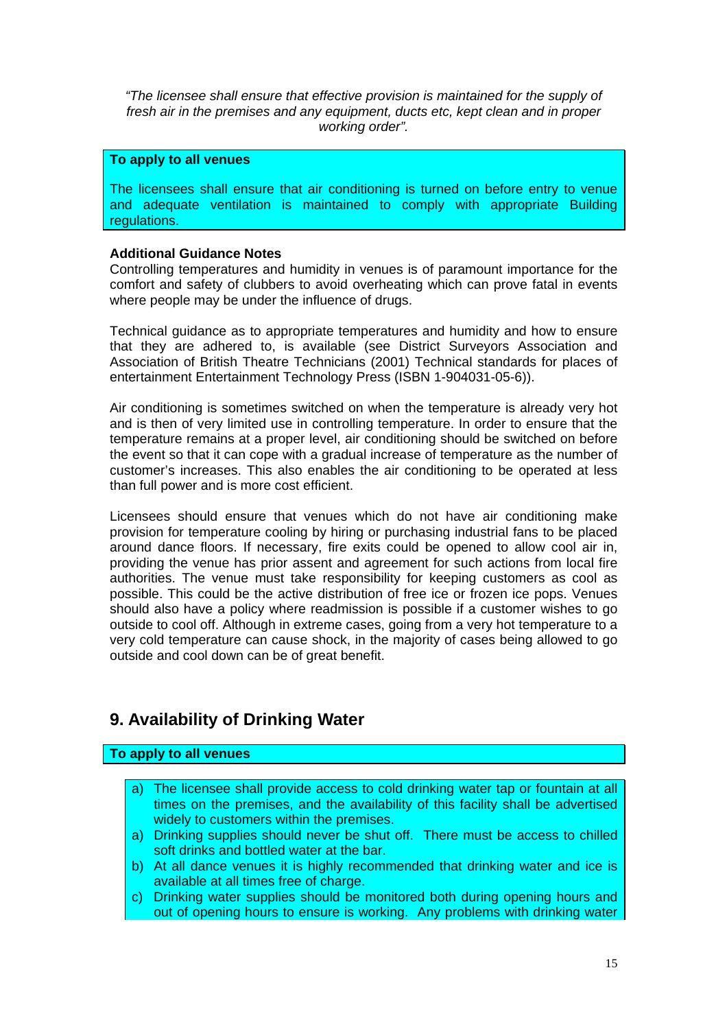*"The licensee shall ensure that effective provision is maintained for the supply of fresh air in the premises and any equipment, ducts etc, kept clean and in proper working order".*

**To apply to all venues**

The licensees shall ensure that air conditioning is turned on before entry to venue and adequate ventilation is maintained to comply with appropriate Building regulations.

**Additional Guidance Notes**

Controlling temperatures and humidity in venues is of paramount importance for the comfort and safety of clubbers to avoid overheating which can prove fatal in events where people may be under the influence of drugs.

Technical guidance as to appropriate temperatures and humidity and how to ensure that they are adhered to, is available (see District Surveyors Association and Association of British Theatre Technicians (2001) Technical standards for places of entertainment Entertainment Technology Press (ISBN 1-904031-05-6)).

Air conditioning is sometimes switched on when the temperature is already very hot and is then of very limited use in controlling temperature. In order to ensure that the temperature remains at a proper level, air conditioning should be switched on before the event so that it can cope with a gradual increase of temperature as the number of customer's increases. This also enables the air conditioning to be operated at less than full power and is more cost efficient.

Licensees should ensure that venues which do not have air conditioning make provision for temperature cooling by hiring or purchasing industrial fans to be placed around dance floors. If necessary, fire exits could be opened to allow cool air in, providing the venue has prior assent and agreement for such actions from local fire authorities. The venue must take responsibility for keeping customers as cool as possible. This could be the active distribution of free ice or frozen ice pops. Venues should also have a policy where readmission is possible if a customer wishes to go outside to cool off. Although in extreme cases, going from a very hot temperature to a very cold temperature can cause shock, in the majority of cases being allowed to go outside and cool down can be of great benefit.

## 9. Availability of Drinking Water

**To apply to all venues**

a) The licensee shall provide access to cold drinking water tap or fountain at all times on the premises, and the availability of this facility shall be advertised widely to customers within the premises.
a) Drinking supplies should never be shut off. There must be access to chilled soft drinks and bottled water at the bar.
b) At all dance venues it is highly recommended that drinking water and ice is available at all times free of charge.
c) Drinking water supplies should be monitored both during opening hours and out of opening hours to ensure is working. Any problems with drinking water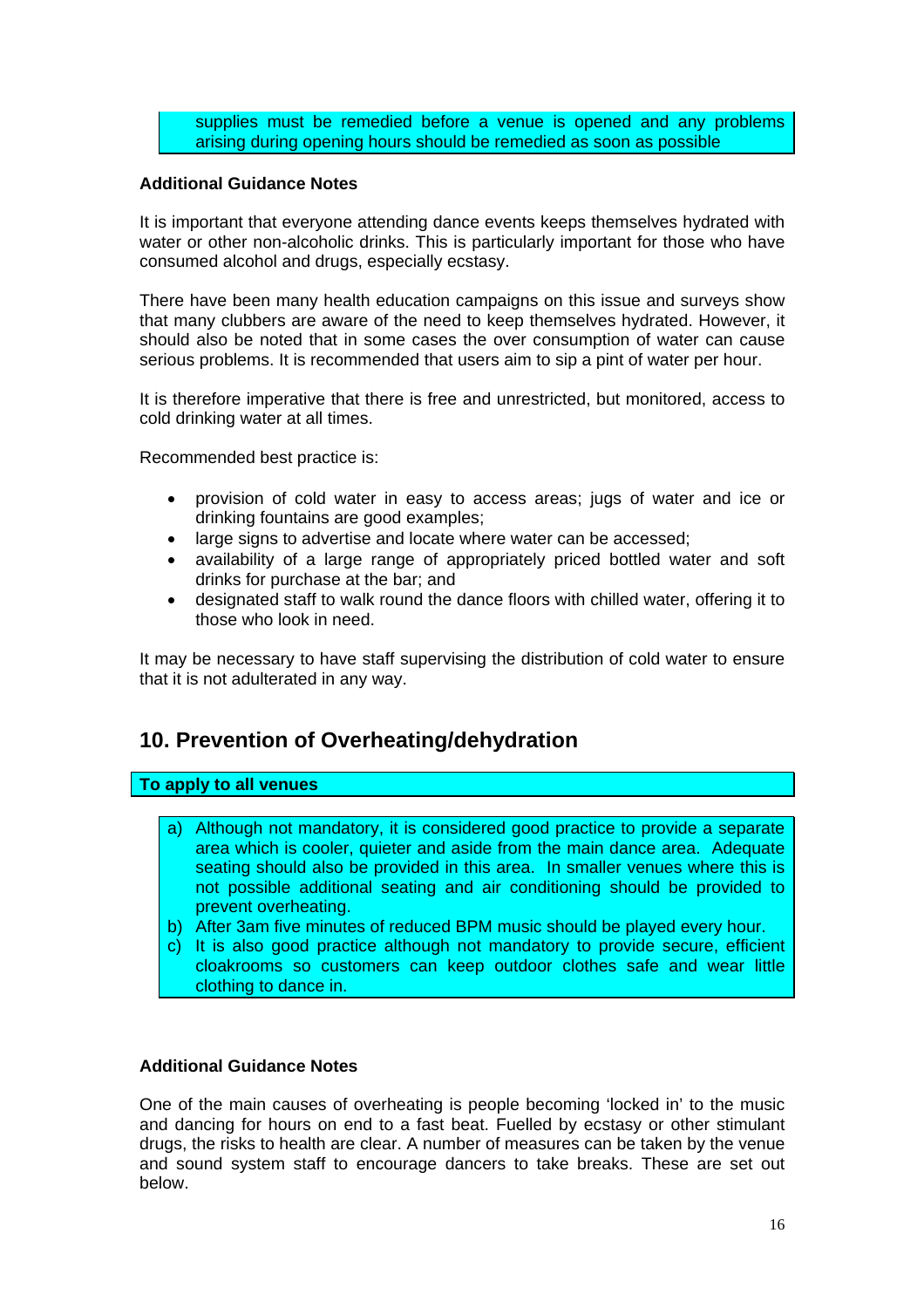supplies must be remedied before a venue is opened and any problems arising during opening hours should be remedied as soon as possible

**Additional Guidance Notes**

It is important that everyone attending dance events keeps themselves hydrated with water or other non-alcoholic drinks. This is particularly important for those who have consumed alcohol and drugs, especially ecstasy.

There have been many health education campaigns on this issue and surveys show that many clubbers are aware of the need to keep themselves hydrated. However, it should also be noted that in some cases the over consumption of water can cause serious problems. It is recommended that users aim to sip a pint of water per hour.

It is therefore imperative that there is free and unrestricted, but monitored, access to cold drinking water at all times.

Recommended best practice is:

- provision of cold water in easy to access areas; jugs of water and ice or drinking fountains are good examples;
- large signs to advertise and locate where water can be accessed;
- availability of a large range of appropriately priced bottled water and soft drinks for purchase at the bar; and
- designated staff to walk round the dance floors with chilled water, offering it to those who look in need.

It may be necessary to have staff supervising the distribution of cold water to ensure that it is not adulterated in any way.

## 10. Prevention of Overheating/dehydration

**To apply to all venues**

a) Although not mandatory, it is considered good practice to provide a separate area which is cooler, quieter and aside from the main dance area. Adequate seating should also be provided in this area. In smaller venues where this is not possible additional seating and air conditioning should be provided to prevent overheating.
b) After 3am five minutes of reduced BPM music should be played every hour.
c) It is also good practice although not mandatory to provide secure, efficient cloakrooms so customers can keep outdoor clothes safe and wear little clothing to dance in.

**Additional Guidance Notes**

One of the main causes of overheating is people becoming 'locked in' to the music and dancing for hours on end to a fast beat. Fuelled by ecstasy or other stimulant drugs, the risks to health are clear. A number of measures can be taken by the venue and sound system staff to encourage dancers to take breaks. These are set out below.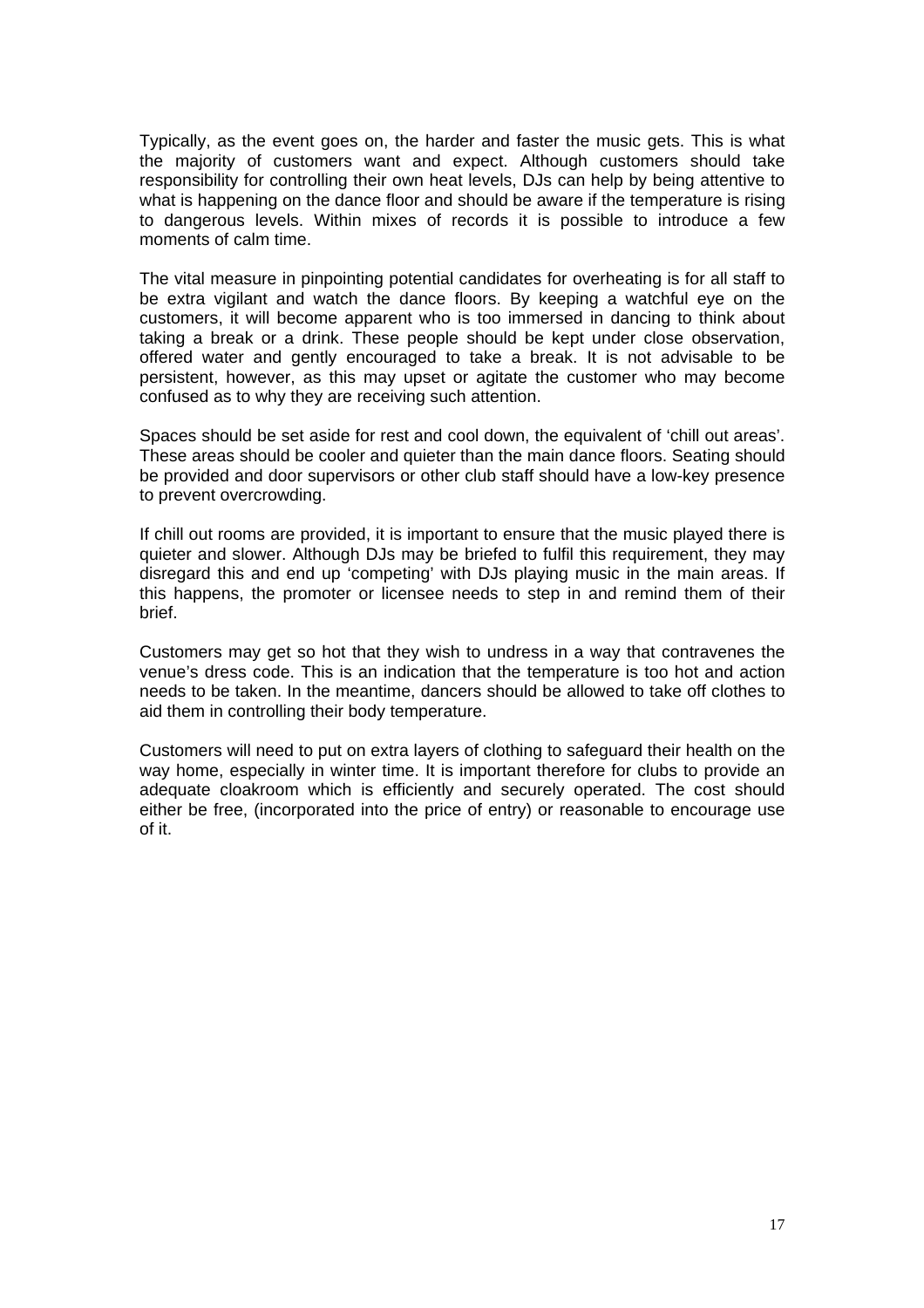Typically, as the event goes on, the harder and faster the music gets. This is what the majority of customers want and expect. Although customers should take responsibility for controlling their own heat levels, DJs can help by being attentive to what is happening on the dance floor and should be aware if the temperature is rising to dangerous levels. Within mixes of records it is possible to introduce a few moments of calm time.

The vital measure in pinpointing potential candidates for overheating is for all staff to be extra vigilant and watch the dance floors. By keeping a watchful eye on the customers, it will become apparent who is too immersed in dancing to think about taking a break or a drink. These people should be kept under close observation, offered water and gently encouraged to take a break. It is not advisable to be persistent, however, as this may upset or agitate the customer who may become confused as to why they are receiving such attention.

Spaces should be set aside for rest and cool down, the equivalent of 'chill out areas'. These areas should be cooler and quieter than the main dance floors. Seating should be provided and door supervisors or other club staff should have a low-key presence to prevent overcrowding.

If chill out rooms are provided, it is important to ensure that the music played there is quieter and slower. Although DJs may be briefed to fulfil this requirement, they may disregard this and end up 'competing' with DJs playing music in the main areas. If this happens, the promoter or licensee needs to step in and remind them of their brief.

Customers may get so hot that they wish to undress in a way that contravenes the venue's dress code. This is an indication that the temperature is too hot and action needs to be taken. In the meantime, dancers should be allowed to take off clothes to aid them in controlling their body temperature.

Customers will need to put on extra layers of clothing to safeguard their health on the way home, especially in winter time. It is important therefore for clubs to provide an adequate cloakroom which is efficiently and securely operated. The cost should either be free, (incorporated into the price of entry) or reasonable to encourage use of it.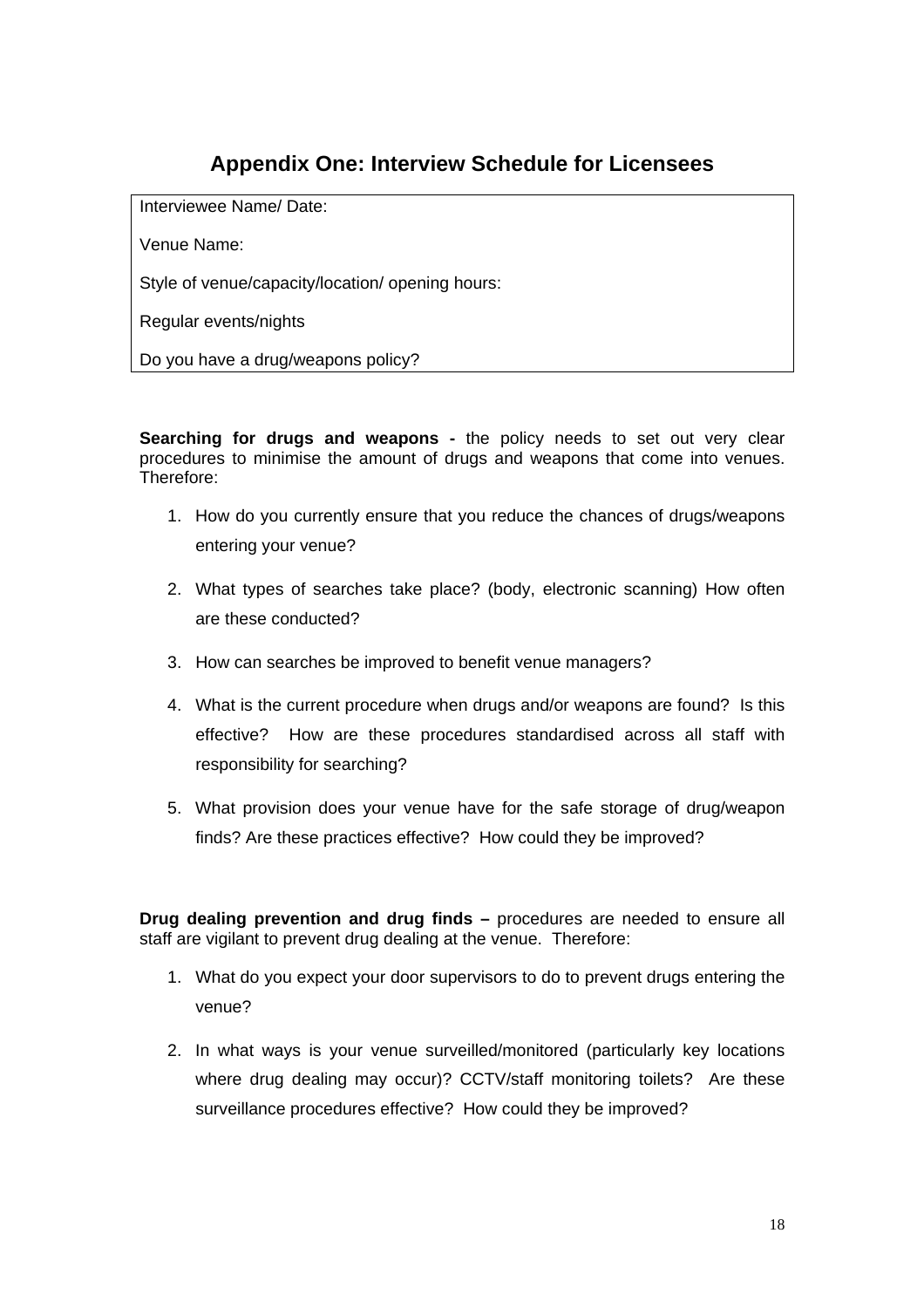## Appendix One: Interview Schedule for Licensees

| Interviewee Name/ Date: |
| --- |
| Venue Name: |
| Style of venue/capacity/location/ opening hours: |
| Regular events/nights |
| Do you have a drug/weapons policy? |

**Searching for drugs and weapons -** the policy needs to set out very clear procedures to minimise the amount of drugs and weapons that come into venues. Therefore:

1. How do you currently ensure that you reduce the chances of drugs/weapons entering your venue?
2. What types of searches take place? (body, electronic scanning) How often are these conducted?
3. How can searches be improved to benefit venue managers?
4. What is the current procedure when drugs and/or weapons are found? Is this effective? How are these procedures standardised across all staff with responsibility for searching?
5. What provision does your venue have for the safe storage of drug/weapon finds? Are these practices effective? How could they be improved?

**Drug dealing prevention and drug finds –** procedures are needed to ensure all staff are vigilant to prevent drug dealing at the venue. Therefore:

1. What do you expect your door supervisors to do to prevent drugs entering the venue?
2. In what ways is your venue surveilled/monitored (particularly key locations where drug dealing may occur)? CCTV/staff monitoring toilets? Are these surveillance procedures effective? How could they be improved?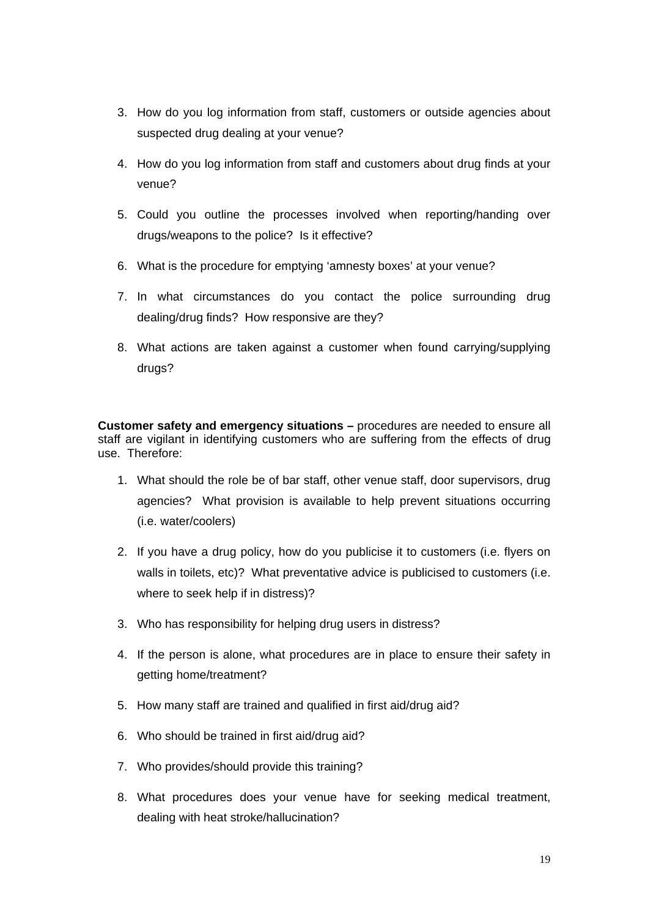3. How do you log information from staff, customers or outside agencies about suspected drug dealing at your venue?

4. How do you log information from staff and customers about drug finds at your venue?

5. Could you outline the processes involved when reporting/handing over drugs/weapons to the police? Is it effective?

6. What is the procedure for emptying 'amnesty boxes' at your venue?

7. In what circumstances do you contact the police surrounding drug dealing/drug finds? How responsive are they?

8. What actions are taken against a customer when found carrying/supplying drugs?

**Customer safety and emergency situations –** procedures are needed to ensure all staff are vigilant in identifying customers who are suffering from the effects of drug use. Therefore:

1. What should the role be of bar staff, other venue staff, door supervisors, drug agencies? What provision is available to help prevent situations occurring (i.e. water/coolers)

2. If you have a drug policy, how do you publicise it to customers (i.e. flyers on walls in toilets, etc)? What preventative advice is publicised to customers (i.e. where to seek help if in distress)?

3. Who has responsibility for helping drug users in distress?

4. If the person is alone, what procedures are in place to ensure their safety in getting home/treatment?

5. How many staff are trained and qualified in first aid/drug aid?

6. Who should be trained in first aid/drug aid?

7. Who provides/should provide this training?

8. What procedures does your venue have for seeking medical treatment, dealing with heat stroke/hallucination?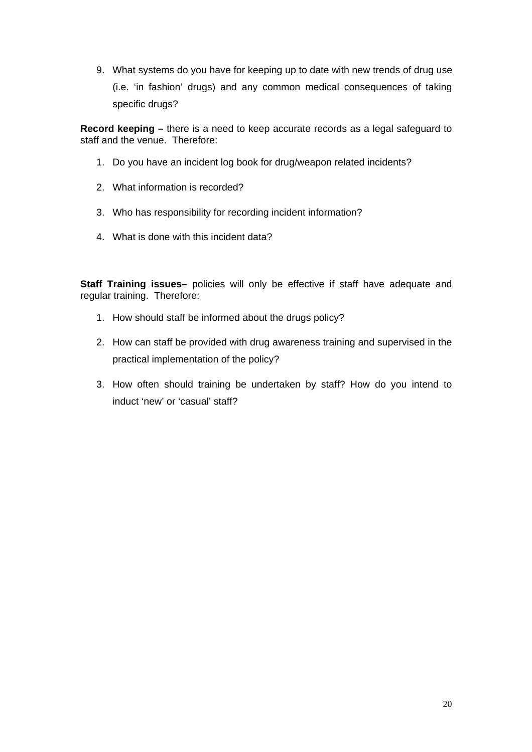9. What systems do you have for keeping up to date with new trends of drug use (i.e. 'in fashion' drugs) and any common medical consequences of taking specific drugs?

**Record keeping –** there is a need to keep accurate records as a legal safeguard to staff and the venue. Therefore:

1. Do you have an incident log book for drug/weapon related incidents?
2. What information is recorded?
3. Who has responsibility for recording incident information?
4. What is done with this incident data?

**Staff Training issues–** policies will only be effective if staff have adequate and regular training. Therefore:

1. How should staff be informed about the drugs policy?
2. How can staff be provided with drug awareness training and supervised in the practical implementation of the policy?
3. How often should training be undertaken by staff? How do you intend to induct 'new' or 'casual' staff?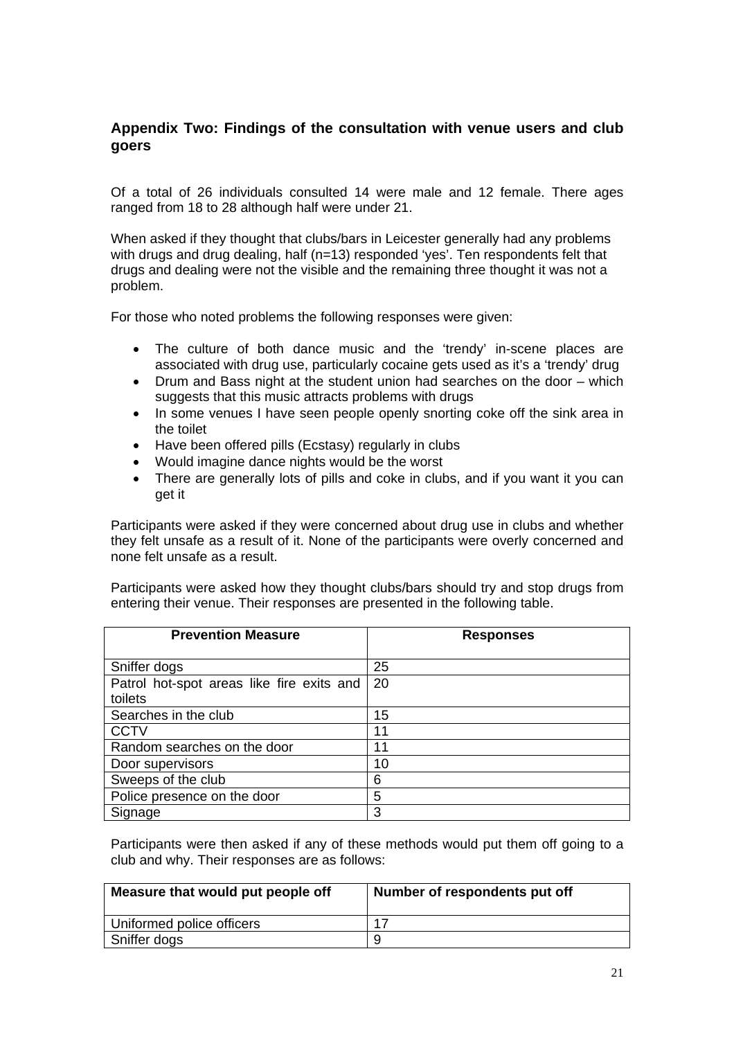## Appendix Two: Findings of the consultation with venue users and club goers

Of a total of 26 individuals consulted 14 were male and 12 female. There ages ranged from 18 to 28 although half were under 21.

When asked if they thought that clubs/bars in Leicester generally had any problems with drugs and drug dealing, half (n=13) responded 'yes'. Ten respondents felt that drugs and dealing were not the visible and the remaining three thought it was not a problem.

For those who noted problems the following responses were given:

- The culture of both dance music and the 'trendy' in-scene places are associated with drug use, particularly cocaine gets used as it's a 'trendy' drug
- Drum and Bass night at the student union had searches on the door – which suggests that this music attracts problems with drugs
- In some venues I have seen people openly snorting coke off the sink area in the toilet
- Have been offered pills (Ecstasy) regularly in clubs
- Would imagine dance nights would be the worst
- There are generally lots of pills and coke in clubs, and if you want it you can get it

Participants were asked if they were concerned about drug use in clubs and whether they felt unsafe as a result of it. None of the participants were overly concerned and none felt unsafe as a result.

Participants were asked how they thought clubs/bars should try and stop drugs from entering their venue. Their responses are presented in the following table.

| Prevention Measure | Responses |
|---|---|
| Sniffer dogs | 25 |
| Patrol hot-spot areas like fire exits and toilets | 20 |
| Searches in the club | 15 |
| CCTV | 11 |
| Random searches on the door | 11 |
| Door supervisors | 10 |
| Sweeps of the club | 6 |
| Police presence on the door | 5 |
| Signage | 3 |

Participants were then asked if any of these methods would put them off going to a club and why. Their responses are as follows:

| Measure that would put people off | Number of respondents put off |
|---|---|
| Uniformed police officers | 17 |
| Sniffer dogs | 9 |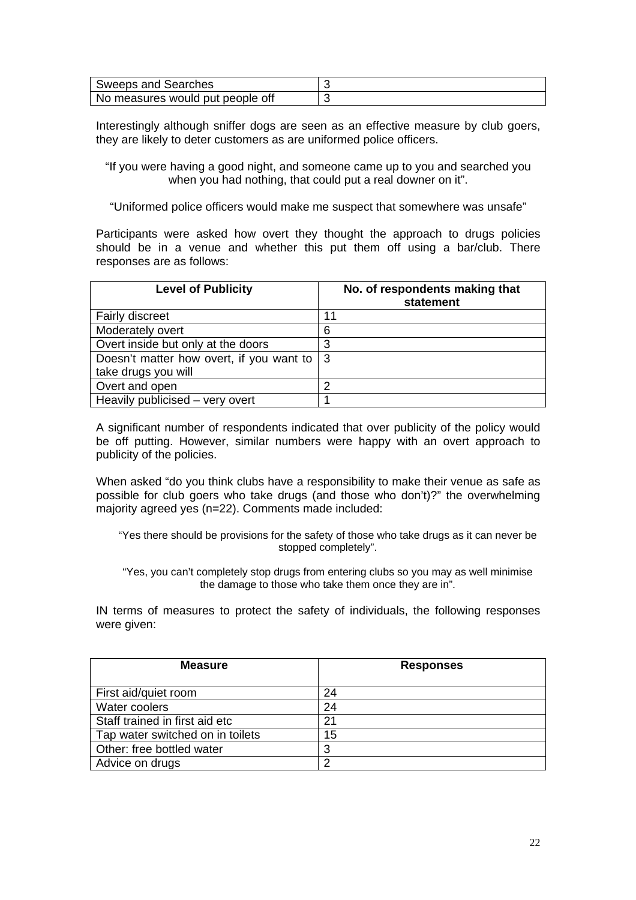| Sweeps and Searches | 3 |
|---|---|
| No measures would put people off | 3 |

Interestingly although sniffer dogs are seen as an effective measure by club goers, they are likely to deter customers as are uniformed police officers.

"If you were having a good night, and someone came up to you and searched you when you had nothing, that could put a real downer on it".

"Uniformed police officers would make me suspect that somewhere was unsafe"

Participants were asked how overt they thought the approach to drugs policies should be in a venue and whether this put them off using a bar/club. There responses are as follows:

| Level of Publicity | No. of respondents making that statement |
|---|---|
| Fairly discreet | 11 |
| Moderately overt | 6 |
| Overt inside but only at the doors | 3 |
| Doesn't matter how overt, if you want to take drugs you will | 3 |
| Overt and open | 2 |
| Heavily publicised – very overt | 1 |

A significant number of respondents indicated that over publicity of the policy would be off putting. However, similar numbers were happy with an overt approach to publicity of the policies.

When asked "do you think clubs have a responsibility to make their venue as safe as possible for club goers who take drugs (and those who don't)?" the overwhelming majority agreed yes (n=22). Comments made included:

"Yes there should be provisions for the safety of those who take drugs as it can never be stopped completely".

"Yes, you can't completely stop drugs from entering clubs so you may as well minimise the damage to those who take them once they are in".

IN terms of measures to protect the safety of individuals, the following responses were given:

| Measure | Responses |
|---|---|
| First aid/quiet room | 24 |
| Water coolers | 24 |
| Staff trained in first aid etc | 21 |
| Tap water switched on in toilets | 15 |
| Other: free bottled water | 3 |
| Advice on drugs | 2 |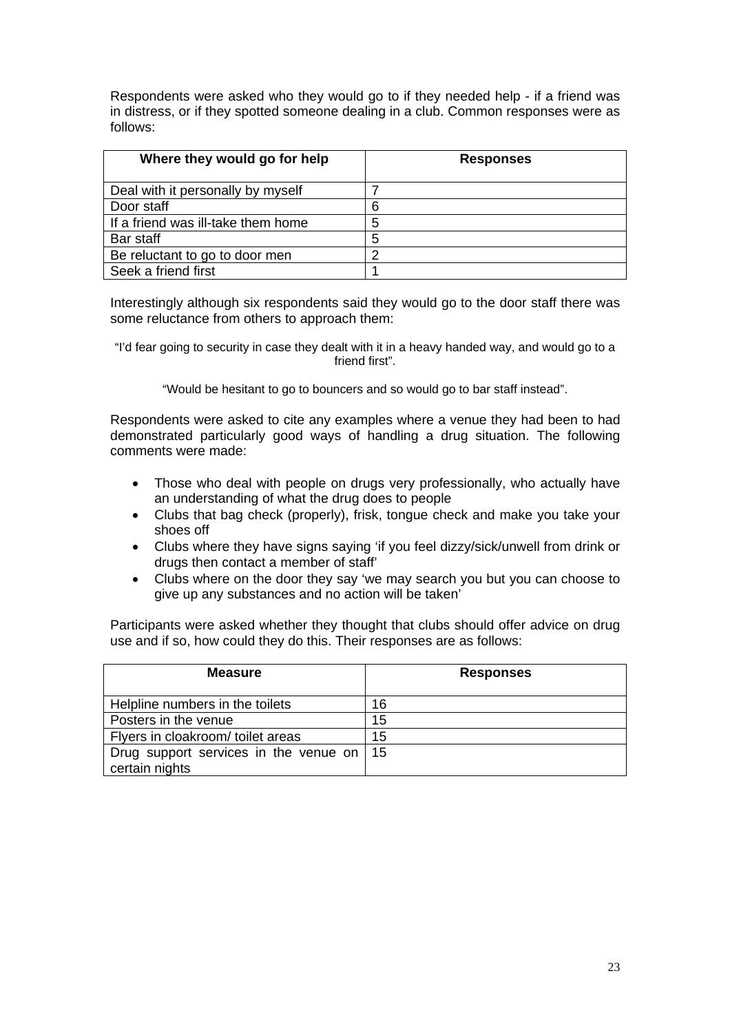Respondents were asked who they would go to if they needed help - if a friend was in distress, or if they spotted someone dealing in a club. Common responses were as follows:

| Where they would go for help | Responses |
|---|---|
| Deal with it personally by myself | 7 |
| Door staff | 6 |
| If a friend was ill-take them home | 5 |
| Bar staff | 5 |
| Be reluctant to go to door men | 2 |
| Seek a friend first | 1 |

Interestingly although six respondents said they would go to the door staff there was some reluctance from others to approach them:

"I'd fear going to security in case they dealt with it in a heavy handed way, and would go to a friend first".

"Would be hesitant to go to bouncers and so would go to bar staff instead".

Respondents were asked to cite any examples where a venue they had been to had demonstrated particularly good ways of handling a drug situation. The following comments were made:

- Those who deal with people on drugs very professionally, who actually have an understanding of what the drug does to people
- Clubs that bag check (properly), frisk, tongue check and make you take your shoes off
- Clubs where they have signs saying 'if you feel dizzy/sick/unwell from drink or drugs then contact a member of staff'
- Clubs where on the door they say 'we may search you but you can choose to give up any substances and no action will be taken'

Participants were asked whether they thought that clubs should offer advice on drug use and if so, how could they do this. Their responses are as follows:

| Measure | Responses |
|---|---|
| Helpline numbers in the toilets | 16 |
| Posters in the venue | 15 |
| Flyers in cloakroom/ toilet areas | 15 |
| Drug support services in the venue on certain nights | 15 |